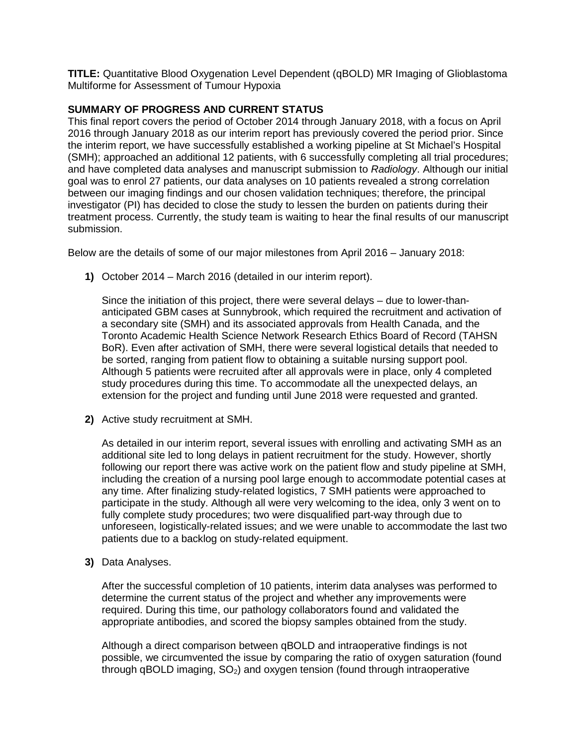**TITLE:** Quantitative Blood Oxygenation Level Dependent (qBOLD) MR Imaging of Glioblastoma Multiforme for Assessment of Tumour Hypoxia

**SUMMARY OF PROGRESS AND CURRENT STATUS**

This final report covers the period of October 2014 through January 2018, with a focus on April 2016 through January 2018 as our interim report has previously covered the period prior. Since the interim report, we have successfully established a working pipeline at St Michael's Hospital (SMH); approached an additional 12 patients, with 6 successfully completing all trial procedures; and have completed data analyses and manuscript submission to *Radiology*. Although our initial goal was to enrol 27 patients, our data analyses on 10 patients revealed a strong correlation between our imaging findings and our chosen validation techniques; therefore, the principal investigator (PI) has decided to close the study to lessen the burden on patients during their treatment process. Currently, the study team is waiting to hear the final results of our manuscript submission.

Below are the details of some of our major milestones from April 2016 – January 2018:

1) October 2014 – March 2016 (detailed in our interim report).

   Since the initiation of this project, there were several delays – due to lower-than-anticipated GBM cases at Sunnybrook, which required the recruitment and activation of a secondary site (SMH) and its associated approvals from Health Canada, and the Toronto Academic Health Science Network Research Ethics Board of Record (TAHSN BoR). Even after activation of SMH, there were several logistical details that needed to be sorted, ranging from patient flow to obtaining a suitable nursing support pool. Although 5 patients were recruited after all approvals were in place, only 4 completed study procedures during this time. To accommodate all the unexpected delays, an extension for the project and funding until June 2018 were requested and granted.

2) Active study recruitment at SMH.

   As detailed in our interim report, several issues with enrolling and activating SMH as an additional site led to long delays in patient recruitment for the study. However, shortly following our report there was active work on the patient flow and study pipeline at SMH, including the creation of a nursing pool large enough to accommodate potential cases at any time. After finalizing study-related logistics, 7 SMH patients were approached to participate in the study. Although all were very welcoming to the idea, only 3 went on to fully complete study procedures; two were disqualified part-way through due to unforeseen, logistically-related issues; and we were unable to accommodate the last two patients due to a backlog on study-related equipment.

3) Data Analyses.

   After the successful completion of 10 patients, interim data analyses was performed to determine the current status of the project and whether any improvements were required. During this time, our pathology collaborators found and validated the appropriate antibodies, and scored the biopsy samples obtained from the study.

   Although a direct comparison between qBOLD and intraoperative findings is not possible, we circumvented the issue by comparing the ratio of oxygen saturation (found through qBOLD imaging, $SO_2$) and oxygen tension (found through intraoperative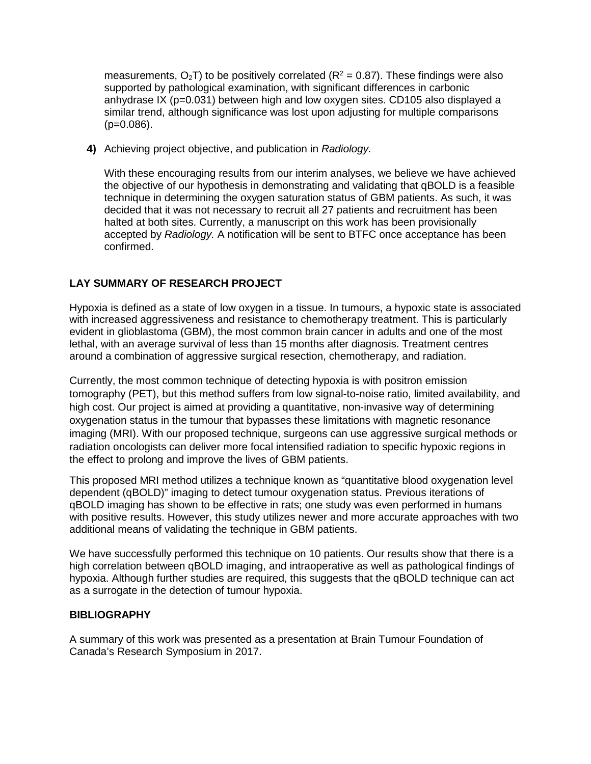measurements, $O_2T$) to be positively correlated ($R^2 = 0.87$). These findings were also supported by pathological examination, with significant differences in carbonic anhydrase IX ($p=0.031$) between high and low oxygen sites. CD105 also displayed a similar trend, although significance was lost upon adjusting for multiple comparisons ($p=0.086$).

**4)** Achieving project objective, and publication in *Radiology.*

With these encouraging results from our interim analyses, we believe we have achieved the objective of our hypothesis in demonstrating and validating that qBOLD is a feasible technique in determining the oxygen saturation status of GBM patients. As such, it was decided that it was not necessary to recruit all 27 patients and recruitment has been halted at both sites. Currently, a manuscript on this work has been provisionally accepted by *Radiology.* A notification will be sent to BTFC once acceptance has been confirmed.

## LAY SUMMARY OF RESEARCH PROJECT

Hypoxia is defined as a state of low oxygen in a tissue. In tumours, a hypoxic state is associated with increased aggressiveness and resistance to chemotherapy treatment. This is particularly evident in glioblastoma (GBM), the most common brain cancer in adults and one of the most lethal, with an average survival of less than 15 months after diagnosis. Treatment centres around a combination of aggressive surgical resection, chemotherapy, and radiation.

Currently, the most common technique of detecting hypoxia is with positron emission tomography (PET), but this method suffers from low signal-to-noise ratio, limited availability, and high cost. Our project is aimed at providing a quantitative, non-invasive way of determining oxygenation status in the tumour that bypasses these limitations with magnetic resonance imaging (MRI). With our proposed technique, surgeons can use aggressive surgical methods or radiation oncologists can deliver more focal intensified radiation to specific hypoxic regions in the effect to prolong and improve the lives of GBM patients.

This proposed MRI method utilizes a technique known as "quantitative blood oxygenation level dependent (qBOLD)" imaging to detect tumour oxygenation status. Previous iterations of qBOLD imaging has shown to be effective in rats; one study was even performed in humans with positive results. However, this study utilizes newer and more accurate approaches with two additional means of validating the technique in GBM patients.

We have successfully performed this technique on 10 patients. Our results show that there is a high correlation between qBOLD imaging, and intraoperative as well as pathological findings of hypoxia. Although further studies are required, this suggests that the qBOLD technique can act as a surrogate in the detection of tumour hypoxia.

## BIBLIOGRAPHY

A summary of this work was presented as a presentation at Brain Tumour Foundation of Canada's Research Symposium in 2017.